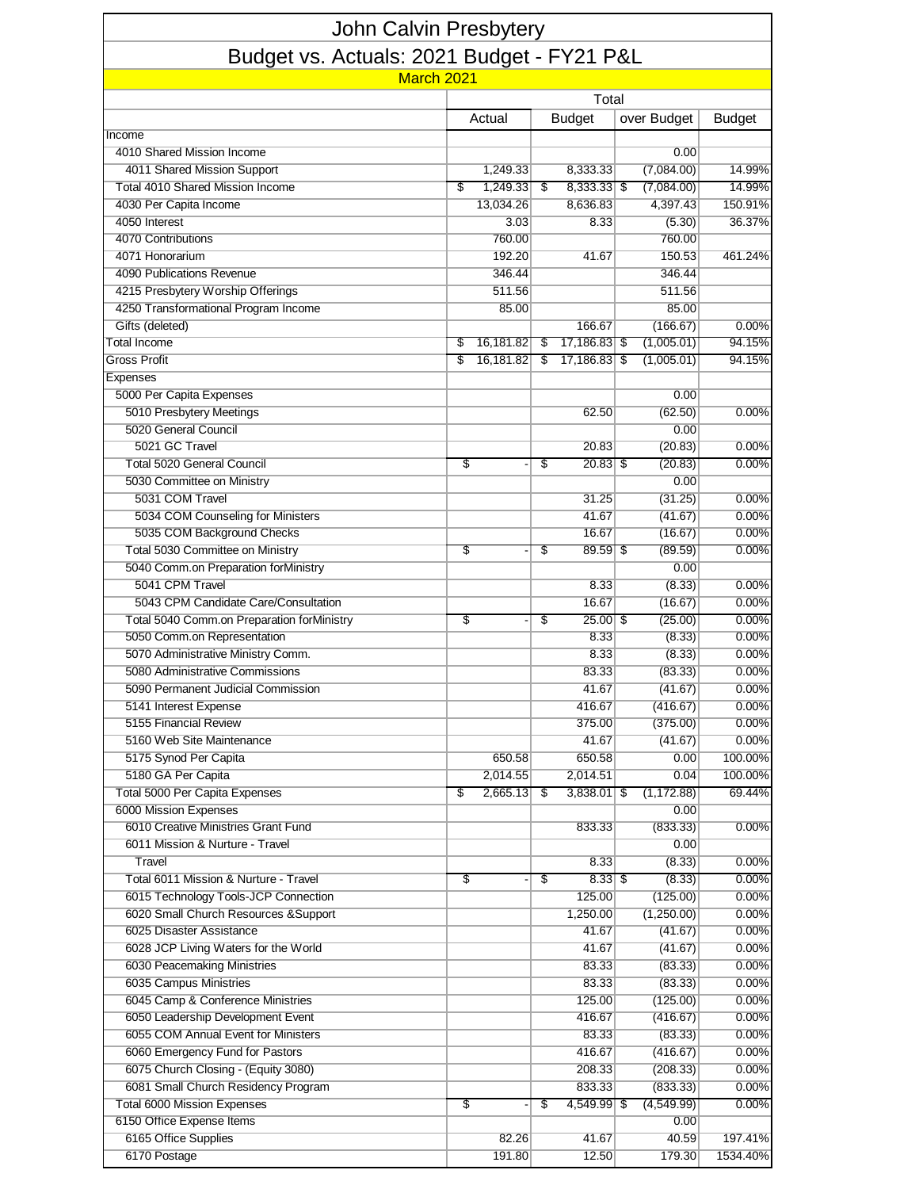# John Calvin Presbytery

## Budget vs. Actuals: 2021 Budget - FY21 P&L

March 2021

| | Total | | | |
|---|---|---|---|---|
| | Actual | Budget | over Budget | % of Budget |
| Income | | | | |
| 4010 Shared Mission Income | | | 0.00 | |
| 4011 Shared Mission Support | 1,249.33 | 8,333.33 | (7,084.00) | 14.99% |
| Total 4010 Shared Mission Income | $ 1,249.33 | $ 8,333.33 | $ (7,084.00) | 14.99% |
| 4030 Per Capita Income | 13,034.26 | 8,636.83 | 4,397.43 | 150.91% |
| 4050 Interest | 3.03 | 8.33 | (5.30) | 36.37% |
| 4070 Contributions | 760.00 | | 760.00 | |
| 4071 Honorarium | 192.20 | 41.67 | 150.53 | 461.24% |
| 4090 Publications Revenue | 346.44 | | 346.44 | |
| 4215 Presbytery Worship Offerings | 511.56 | | 511.56 | |
| 4250 Transformational Program Income | 85.00 | | 85.00 | |
| Gifts (deleted) | | 166.67 | (166.67) | 0.00% |
| Total Income | $ 16,181.82 | $ 17,186.83 | $ (1,005.01) | 94.15% |
| Gross Profit | $ 16,181.82 | $ 17,186.83 | $ (1,005.01) | 94.15% |
| Expenses | | | | |
| 5000 Per Capita Expenses | | | 0.00 | |
| 5010 Presbytery Meetings | | 62.50 | (62.50) | 0.00% |
| 5020 General Council | | | 0.00 | |
| 5021 GC Travel | | 20.83 | (20.83) | 0.00% |
| Total 5020 General Council | $ - | $ 20.83 | $ (20.83) | 0.00% |
| 5030 Committee on Ministry | | | 0.00 | |
| 5031 COM Travel | | 31.25 | (31.25) | 0.00% |
| 5034 COM Counseling for Ministers | | 41.67 | (41.67) | 0.00% |
| 5035 COM Background Checks | | 16.67 | (16.67) | 0.00% |
| Total 5030 Committee on Ministry | $ - | $ 89.59 | $ (89.59) | 0.00% |
| 5040 Comm.on Preparation forMinistry | | | 0.00 | |
| 5041 CPM Travel | | 8.33 | (8.33) | 0.00% |
| 5043 CPM Candidate Care/Consultation | | 16.67 | (16.67) | 0.00% |
| Total 5040 Comm.on Preparation forMinistry | $ - | $ 25.00 | $ (25.00) | 0.00% |
| 5050 Comm.on Representation | | 8.33 | (8.33) | 0.00% |
| 5070 Administrative Ministry Comm. | | 8.33 | (8.33) | 0.00% |
| 5080 Administrative Commissions | | 83.33 | (83.33) | 0.00% |
| 5090 Permanent Judicial Commission | | 41.67 | (41.67) | 0.00% |
| 5141 Interest Expense | | 416.67 | (416.67) | 0.00% |
| 5155 Financial Review | | 375.00 | (375.00) | 0.00% |
| 5160 Web Site Maintenance | | 41.67 | (41.67) | 0.00% |
| 5175 Synod Per Capita | 650.58 | 650.58 | 0.00 | 100.00% |
| 5180 GA Per Capita | 2,014.55 | 2,014.51 | 0.04 | 100.00% |
| Total 5000 Per Capita Expenses | $ 2,665.13 | $ 3,838.01 | $ (1,172.88) | 69.44% |
| 6000 Mission Expenses | | | 0.00 | |
| 6010 Creative Ministries Grant Fund | | 833.33 | (833.33) | 0.00% |
| 6011 Mission & Nurture - Travel | | | 0.00 | |
| Travel | | 8.33 | (8.33) | 0.00% |
| Total 6011 Mission & Nurture - Travel | $ - | $ 8.33 | $ (8.33) | 0.00% |
| 6015 Technology Tools-JCP Connection | | 125.00 | (125.00) | 0.00% |
| 6020 Small Church Resources &Support | | 1,250.00 | (1,250.00) | 0.00% |
| 6025 Disaster Assistance | | 41.67 | (41.67) | 0.00% |
| 6028 JCP Living Waters for the World | | 41.67 | (41.67) | 0.00% |
| 6030 Peacemaking Ministries | | 83.33 | (83.33) | 0.00% |
| 6035 Campus Ministries | | 83.33 | (83.33) | 0.00% |
| 6045 Camp & Conference Ministries | | 125.00 | (125.00) | 0.00% |
| 6050 Leadership Development Event | | 416.67 | (416.67) | 0.00% |
| 6055 COM Annual Event for Ministers | | 83.33 | (83.33) | 0.00% |
| 6060 Emergency Fund for Pastors | | 416.67 | (416.67) | 0.00% |
| 6075 Church Closing - (Equity 3080) | | 208.33 | (208.33) | 0.00% |
| 6081 Small Church Residency Program | | 833.33 | (833.33) | 0.00% |
| Total 6000 Mission Expenses | $ - | $ 4,549.99 | $ (4,549.99) | 0.00% |
| 6150 Office Expense Items | | | 0.00 | |
| 6165 Office Supplies | 82.26 | 41.67 | 40.59 | 197.41% |
| 6170 Postage | 191.80 | 12.50 | 179.30 | 1534.40% |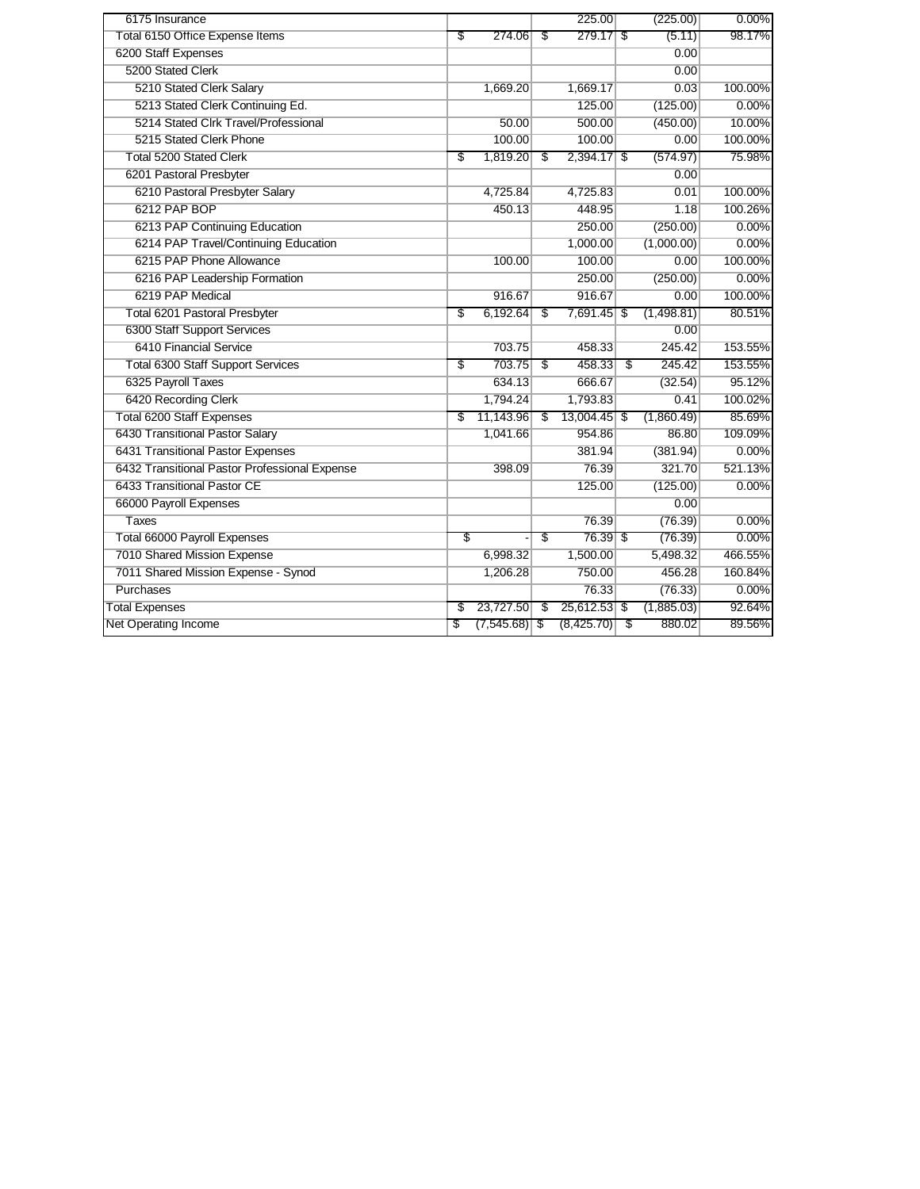| | | | | |
|---|---|---|---|---|
| 6175 Insurance | | 225.00 | (225.00) | 0.00% |
| Total 6150 Office Expense Items | $ 274.06 | $ 279.17 | $ (5.11) | 98.17% |
| 6200 Staff Expenses | | | 0.00 | |
| 5200 Stated Clerk | | | 0.00 | |
| 5210 Stated Clerk Salary | 1,669.20 | 1,669.17 | 0.03 | 100.00% |
| 5213 Stated Clerk Continuing Ed. | | 125.00 | (125.00) | 0.00% |
| 5214 Stated Clrk Travel/Professional | 50.00 | 500.00 | (450.00) | 10.00% |
| 5215 Stated Clerk Phone | 100.00 | 100.00 | 0.00 | 100.00% |
| Total 5200 Stated Clerk | $ 1,819.20 | $ 2,394.17 | $ (574.97) | 75.98% |
| 6201 Pastoral Presbyter | | | 0.00 | |
| 6210 Pastoral Presbyter Salary | 4,725.84 | 4,725.83 | 0.01 | 100.00% |
| 6212 PAP BOP | 450.13 | 448.95 | 1.18 | 100.26% |
| 6213 PAP Continuing Education | | 250.00 | (250.00) | 0.00% |
| 6214 PAP Travel/Continuing Education | | 1,000.00 | (1,000.00) | 0.00% |
| 6215 PAP Phone Allowance | 100.00 | 100.00 | 0.00 | 100.00% |
| 6216 PAP Leadership Formation | | 250.00 | (250.00) | 0.00% |
| 6219 PAP Medical | 916.67 | 916.67 | 0.00 | 100.00% |
| Total 6201 Pastoral Presbyter | $ 6,192.64 | $ 7,691.45 | $ (1,498.81) | 80.51% |
| 6300 Staff Support Services | | | 0.00 | |
| 6410 Financial Service | 703.75 | 458.33 | 245.42 | 153.55% |
| Total 6300 Staff Support Services | $ 703.75 | $ 458.33 | $ 245.42 | 153.55% |
| 6325 Payroll Taxes | 634.13 | 666.67 | (32.54) | 95.12% |
| 6420 Recording Clerk | 1,794.24 | 1,793.83 | 0.41 | 100.02% |
| Total 6200 Staff Expenses | $ 11,143.96 | $ 13,004.45 | $ (1,860.49) | 85.69% |
| 6430 Transitional Pastor Salary | 1,041.66 | 954.86 | 86.80 | 109.09% |
| 6431 Transitional Pastor Expenses | | 381.94 | (381.94) | 0.00% |
| 6432 Transitional Pastor Professional Expense | 398.09 | 76.39 | 321.70 | 521.13% |
| 6433 Transitional Pastor CE | | 125.00 | (125.00) | 0.00% |
| 66000 Payroll Expenses | | | 0.00 | |
| Taxes | | 76.39 | (76.39) | 0.00% |
| Total 66000 Payroll Expenses | $ - | $ 76.39 | $ (76.39) | 0.00% |
| 7010 Shared Mission Expense | 6,998.32 | 1,500.00 | 5,498.32 | 466.55% |
| 7011 Shared Mission Expense - Synod | 1,206.28 | 750.00 | 456.28 | 160.84% |
| Purchases | | 76.33 | (76.33) | 0.00% |
| Total Expenses | $ 23,727.50 | $ 25,612.53 | $ (1,885.03) | 92.64% |
| Net Operating Income | $ (7,545.68) | $ (8,425.70) | $ 880.02 | 89.56% |